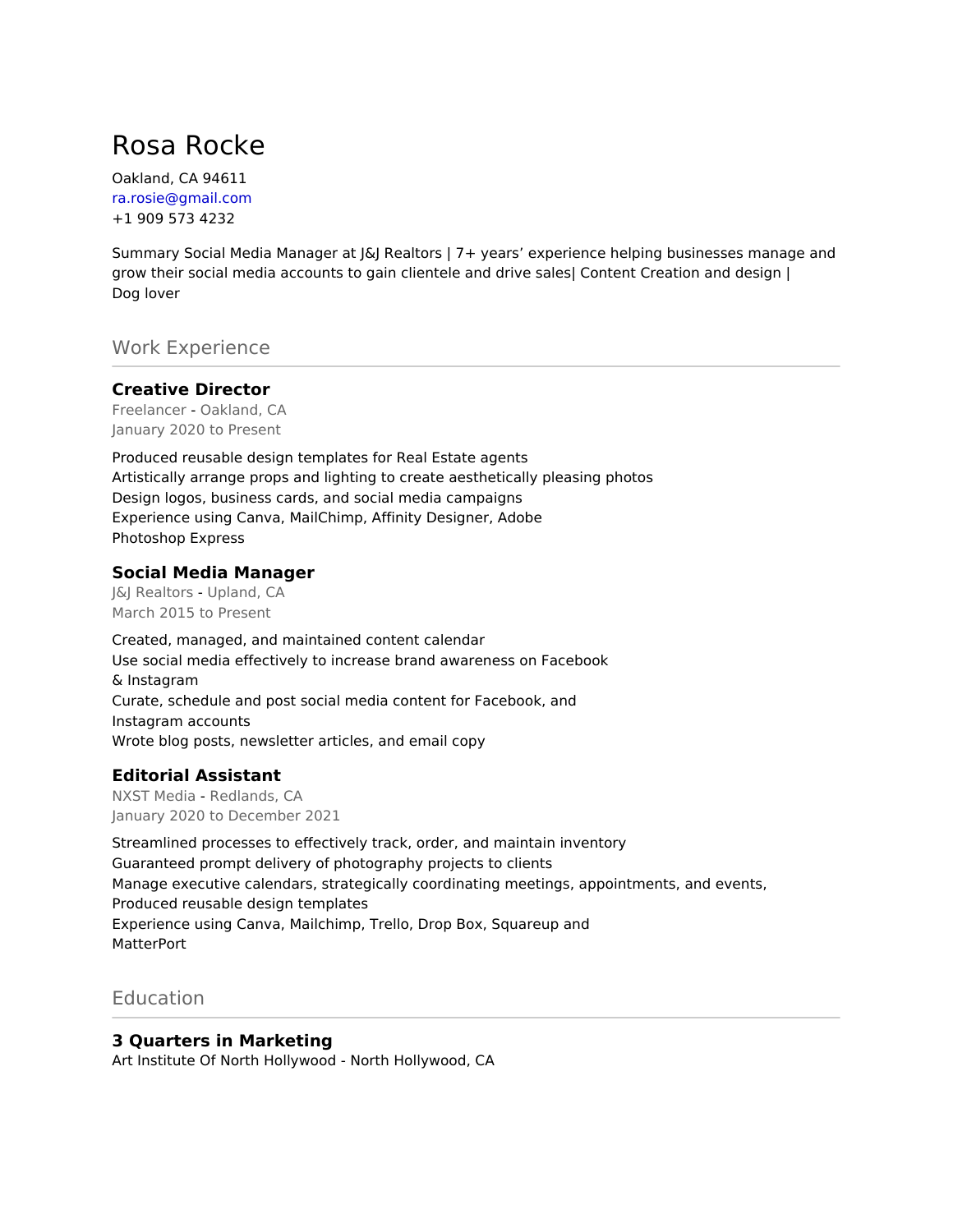# Rosa Rocke

Oakland, CA 94611
ra.rosie@gmail.com
+1 909 573 4232

Summary Social Media Manager at J&J Realtors | 7+ years' experience helping businesses manage and grow their social media accounts to gain clientele and drive sales| Content Creation and design | Dog lover

## Work Experience

### Creative Director

Freelancer - Oakland, CA
January 2020 to Present

Produced reusable design templates for Real Estate agents
Artistically arrange props and lighting to create aesthetically pleasing photos
Design logos, business cards, and social media campaigns
Experience using Canva, MailChimp, Affinity Designer, Adobe Photoshop Express

### Social Media Manager

J&J Realtors - Upland, CA
March 2015 to Present

Created, managed, and maintained content calendar
Use social media effectively to increase brand awareness on Facebook & Instagram
Curate, schedule and post social media content for Facebook, and Instagram accounts
Wrote blog posts, newsletter articles, and email copy

### Editorial Assistant

NXST Media - Redlands, CA
January 2020 to December 2021

Streamlined processes to effectively track, order, and maintain inventory
Guaranteed prompt delivery of photography projects to clients
Manage executive calendars, strategically coordinating meetings, appointments, and events,
Produced reusable design templates
Experience using Canva, Mailchimp, Trello, Drop Box, Squareup and MatterPort

## Education

### 3 Quarters in Marketing

Art Institute Of North Hollywood - North Hollywood, CA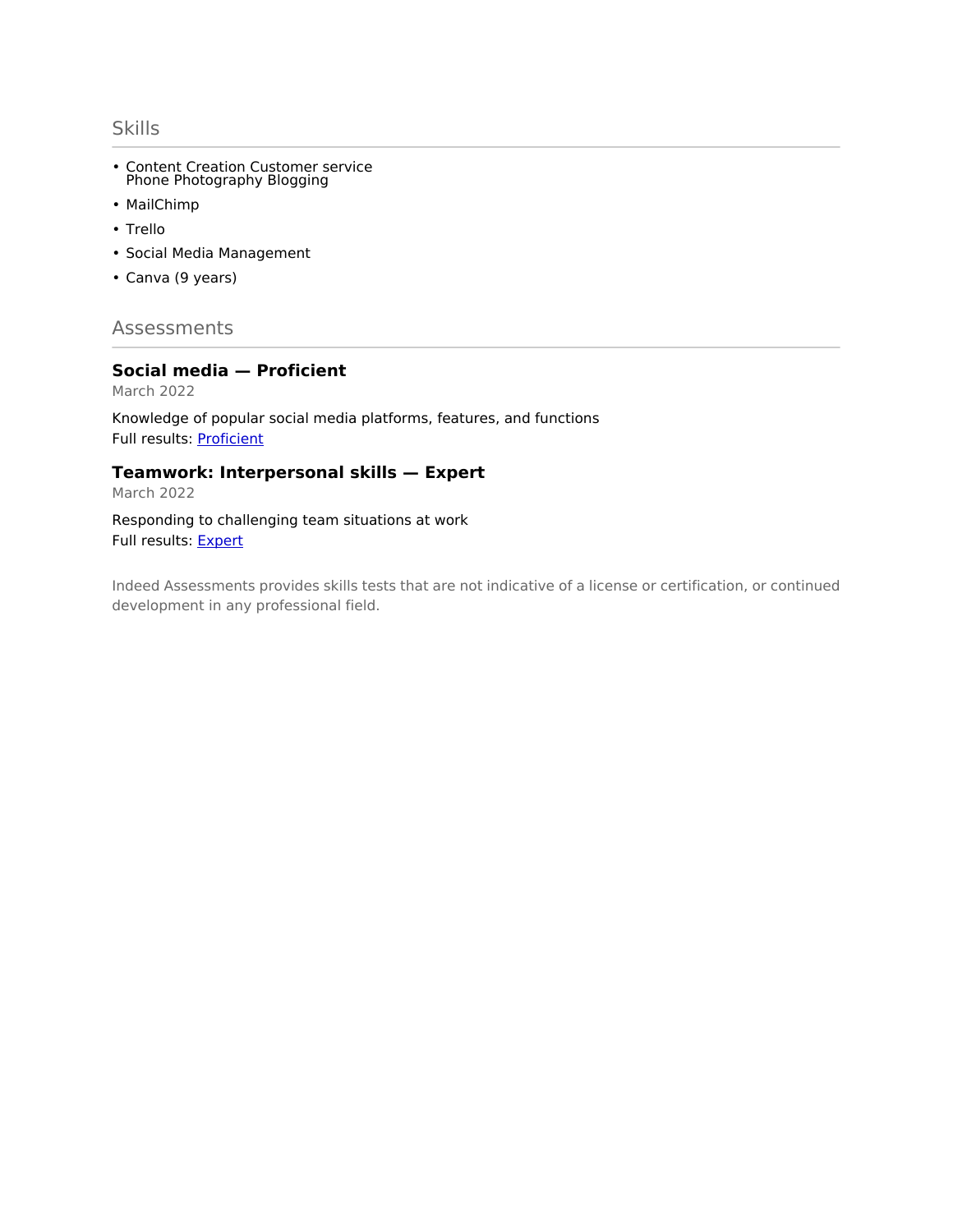## Skills

- Content Creation Customer service
  Phone Photography Blogging
- MailChimp
- Trello
- Social Media Management
- Canva (9 years)

## Assessments

### Social media — Proficient

March 2022

Knowledge of popular social media platforms, features, and functions
Full results: Proficient

### Teamwork: Interpersonal skills — Expert

March 2022

Responding to challenging team situations at work
Full results: Expert

Indeed Assessments provides skills tests that are not indicative of a license or certification, or continued development in any professional field.